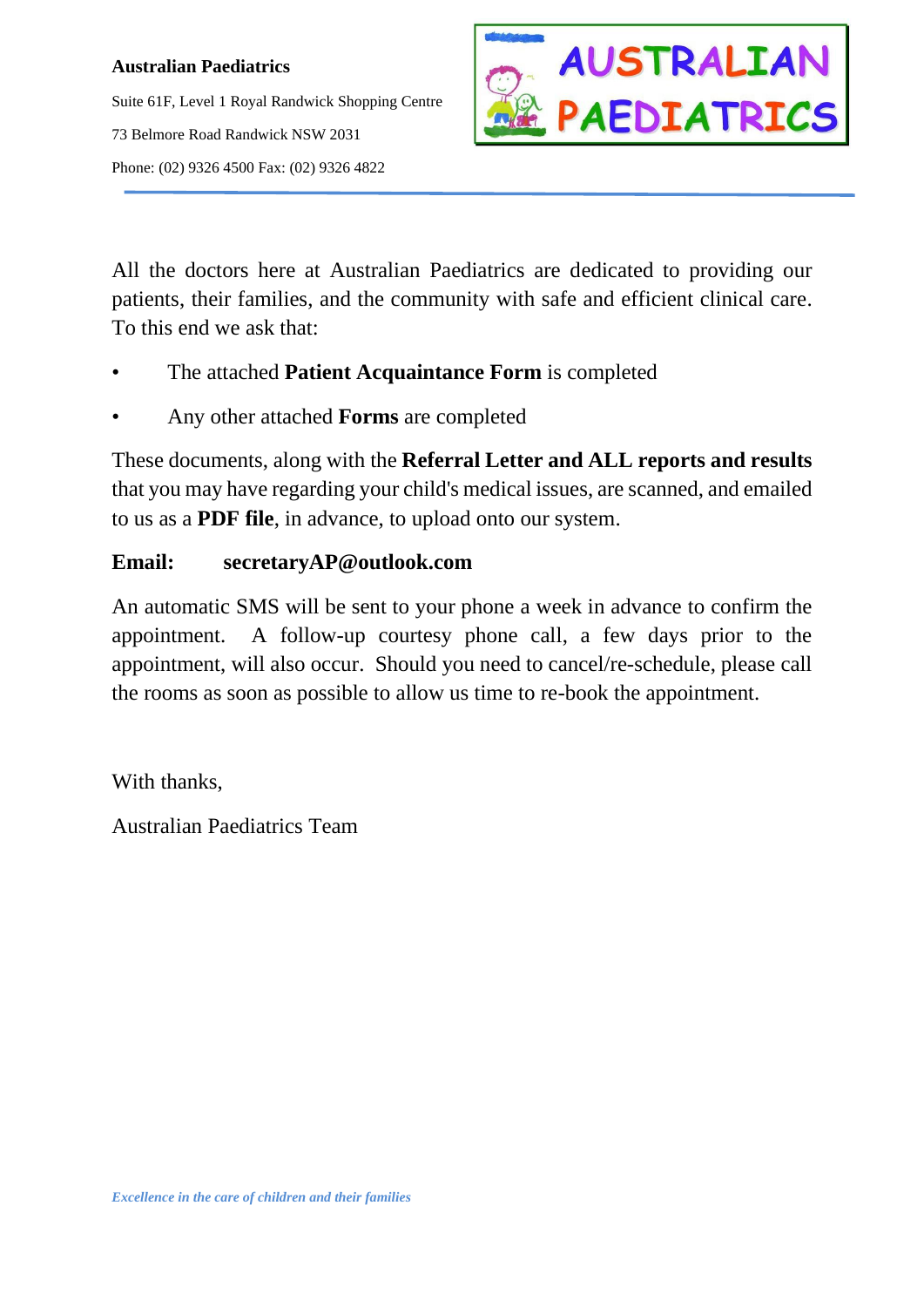**Australian Paediatrics**

Suite 61F, Level 1 Royal Randwick Shopping Centre

73 Belmore Road Randwick NSW 2031

Phone: (02) 9326 4500 Fax: (02) 9326 4822

AUSTRALIAN PAEDIATRICS

All the doctors here at Australian Paediatrics are dedicated to providing our patients, their families, and the community with safe and efficient clinical care. To this end we ask that:

- The attached **Patient Acquaintance Form** is completed
- Any other attached **Forms** are completed

These documents, along with the **Referral Letter and ALL reports and results** that you may have regarding your child's medical issues, are scanned, and emailed to us as a **PDF file**, in advance, to upload onto our system.

**Email:** **secretaryAP@outlook.com**

An automatic SMS will be sent to your phone a week in advance to confirm the appointment. A follow-up courtesy phone call, a few days prior to the appointment, will also occur. Should you need to cancel/re-schedule, please call the rooms as soon as possible to allow us time to re-book the appointment.

With thanks,

Australian Paediatrics Team

*Excellence in the care of children and their families*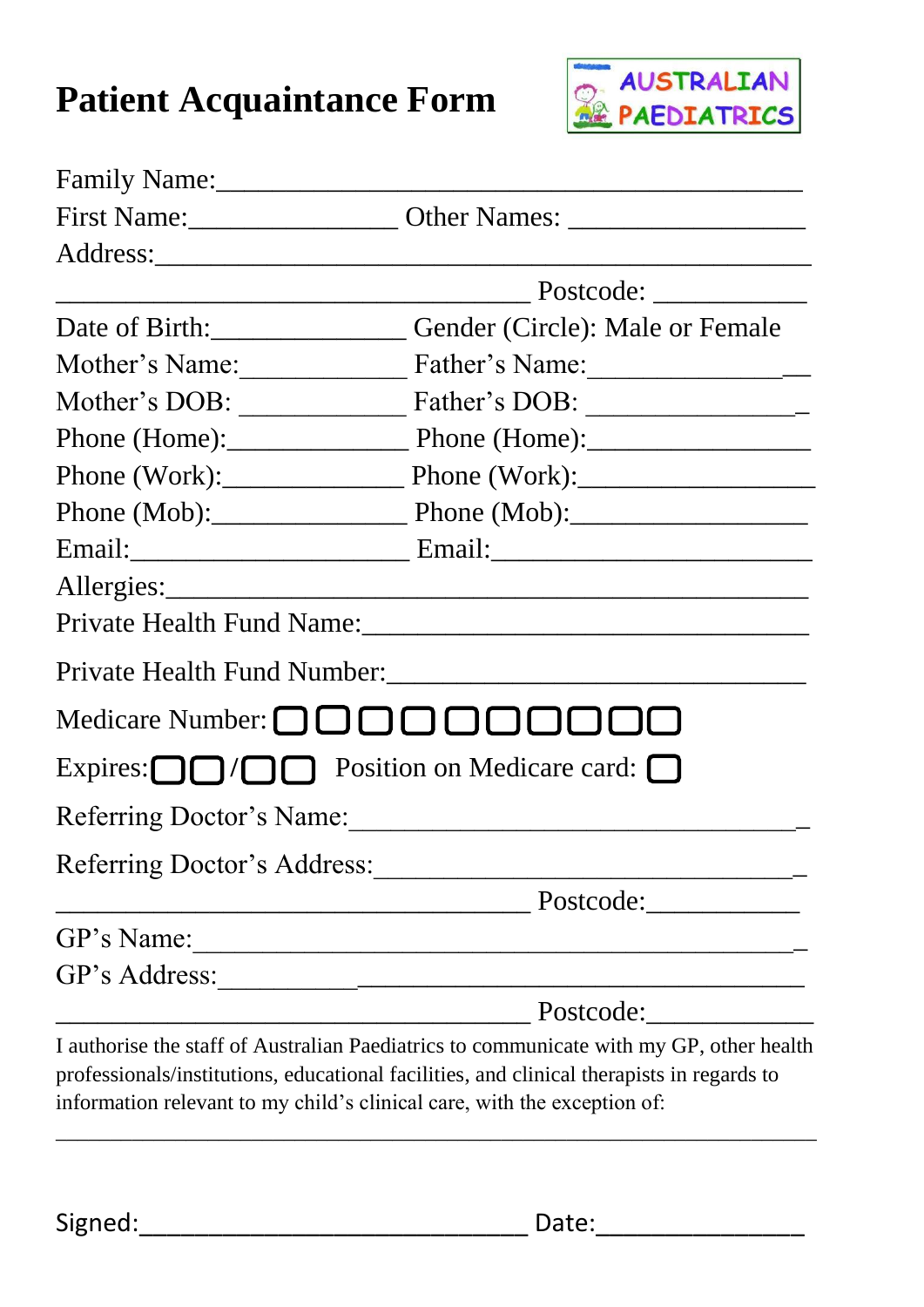# Patient Acquaintance Form

AUSTRALIAN PAEDIATRICS

Family Name:___________________________________________

First Name:_______________ Other Names: _________________

Address:_______________________________________________

___________________________________ Postcode: ___________

Date of Birth:______________ Gender (Circle): Male or Female

Mother's Name:____________ Father's Name:________________

Mother's DOB: ____________ Father's DOB: ________________

Phone (Home):_____________ Phone (Home):________________

Phone (Work):_____________ Phone (Work):_________________

Phone (Mob):______________ Phone (Mob):_________________

Email:____________________ Email:______________________

Allergies:_______________________________________________

Private Health Fund Name:________________________________

Private Health Fund Number:_______________________________

Medicare Number: ☐☐☐☐☐☐☐☐☐☐

Expires:☐☐/☐☐ Position on Medicare card: ☐

Referring Doctor's Name:__________________________________

Referring Doctor's Address:________________________________

___________________________________ Postcode:___________

GP's Name:_____________________________________________

GP's Address:____________________________________________

___________________________________ Postcode:___________

I authorise the staff of Australian Paediatrics to communicate with my GP, other health professionals/institutions, educational facilities, and clinical therapists in regards to information relevant to my child's clinical care, with the exception of:

________________________________________________________

Signed:____________________________ Date:_______________